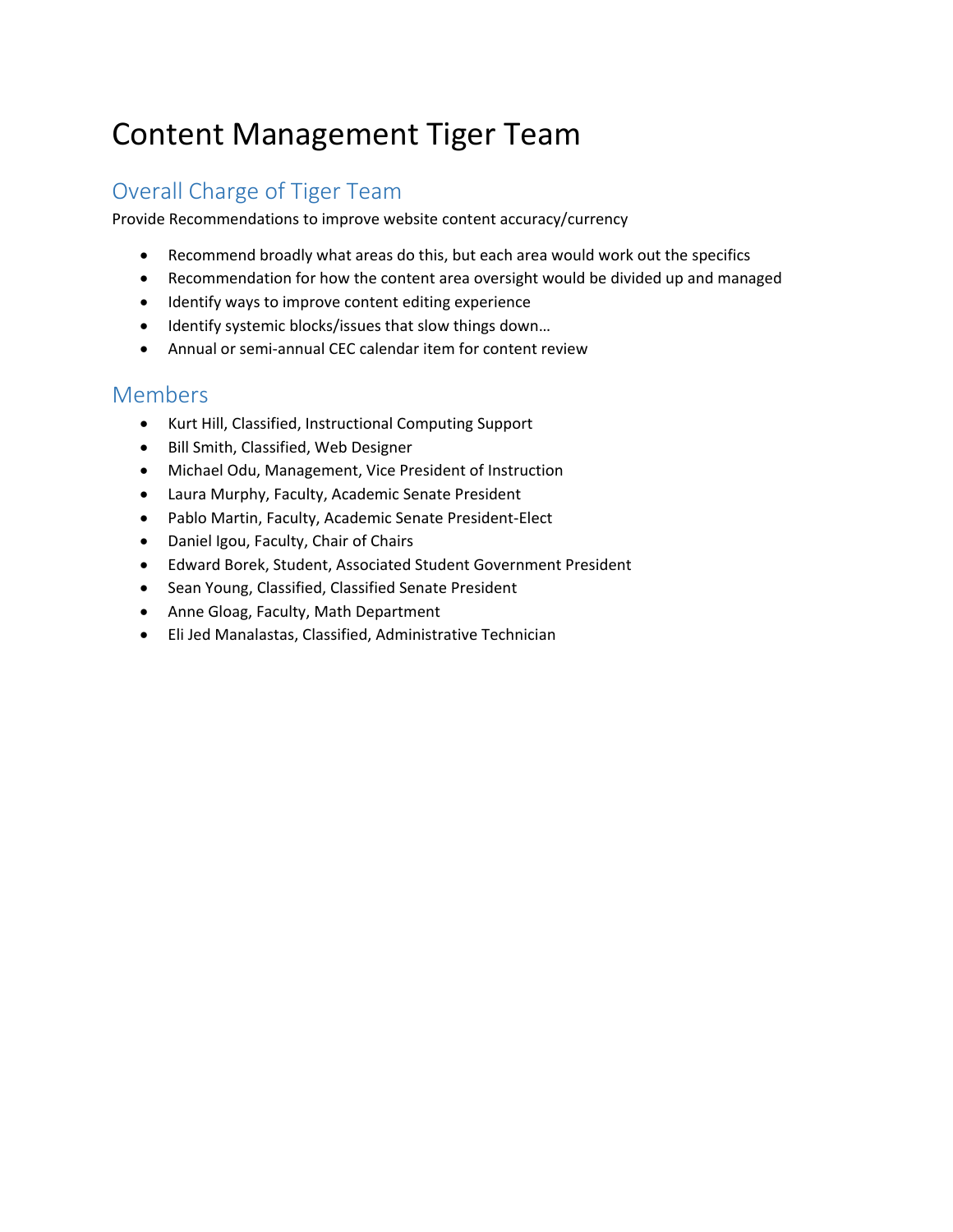# Content Management Tiger Team

## Overall Charge of Tiger Team

Provide Recommendations to improve website content accuracy/currency

- Recommend broadly what areas do this, but each area would work out the specifics
- Recommendation for how the content area oversight would be divided up and managed
- Identify ways to improve content editing experience
- Identify systemic blocks/issues that slow things down…
- Annual or semi-annual CEC calendar item for content review

## Members

- Kurt Hill, Classified, Instructional Computing Support
- Bill Smith, Classified, Web Designer
- Michael Odu, Management, Vice President of Instruction
- Laura Murphy, Faculty, Academic Senate President
- Pablo Martin, Faculty, Academic Senate President-Elect
- Daniel Igou, Faculty, Chair of Chairs
- Edward Borek, Student, Associated Student Government President
- Sean Young, Classified, Classified Senate President
- Anne Gloag, Faculty, Math Department
- Eli Jed Manalastas, Classified, Administrative Technician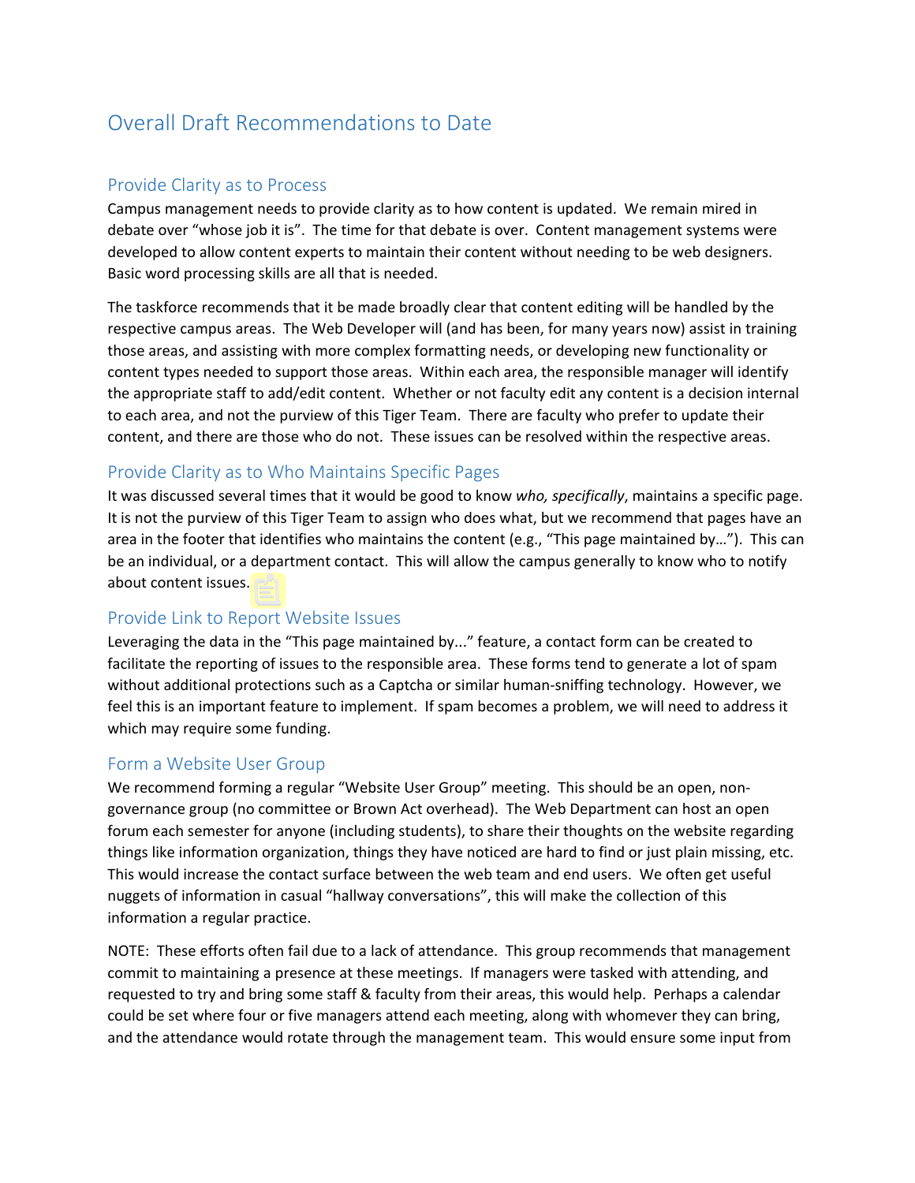# Overall Draft Recommendations to Date

## Provide Clarity as to Process

Campus management needs to provide clarity as to how content is updated. We remain mired in debate over "whose job it is". The time for that debate is over. Content management systems were developed to allow content experts to maintain their content without needing to be web designers. Basic word processing skills are all that is needed.

The taskforce recommends that it be made broadly clear that content editing will be handled by the respective campus areas. The Web Developer will (and has been, for many years now) assist in training those areas, and assisting with more complex formatting needs, or developing new functionality or content types needed to support those areas. Within each area, the responsible manager will identify the appropriate staff to add/edit content. Whether or not faculty edit any content is a decision internal to each area, and not the purview of this Tiger Team. There are faculty who prefer to update their content, and there are those who do not. These issues can be resolved within the respective areas.

## Provide Clarity as to Who Maintains Specific Pages

It was discussed several times that it would be good to know *who, specifically*, maintains a specific page. It is not the purview of this Tiger Team to assign who does what, but we recommend that pages have an area in the footer that identifies who maintains the content (e.g., "This page maintained by…"). This can be an individual, or a department contact. This will allow the campus generally to know who to notify about content issues.

## Provide Link to Report Website Issues

Leveraging the data in the "This page maintained by..." feature, a contact form can be created to facilitate the reporting of issues to the responsible area. These forms tend to generate a lot of spam without additional protections such as a Captcha or similar human-sniffing technology. However, we feel this is an important feature to implement. If spam becomes a problem, we will need to address it which may require some funding.

## Form a Website User Group

We recommend forming a regular "Website User Group" meeting. This should be an open, non-governance group (no committee or Brown Act overhead). The Web Department can host an open forum each semester for anyone (including students), to share their thoughts on the website regarding things like information organization, things they have noticed are hard to find or just plain missing, etc. This would increase the contact surface between the web team and end users. We often get useful nuggets of information in casual "hallway conversations", this will make the collection of this information a regular practice.

NOTE: These efforts often fail due to a lack of attendance. This group recommends that management commit to maintaining a presence at these meetings. If managers were tasked with attending, and requested to try and bring some staff & faculty from their areas, this would help. Perhaps a calendar could be set where four or five managers attend each meeting, along with whomever they can bring, and the attendance would rotate through the management team. This would ensure some input from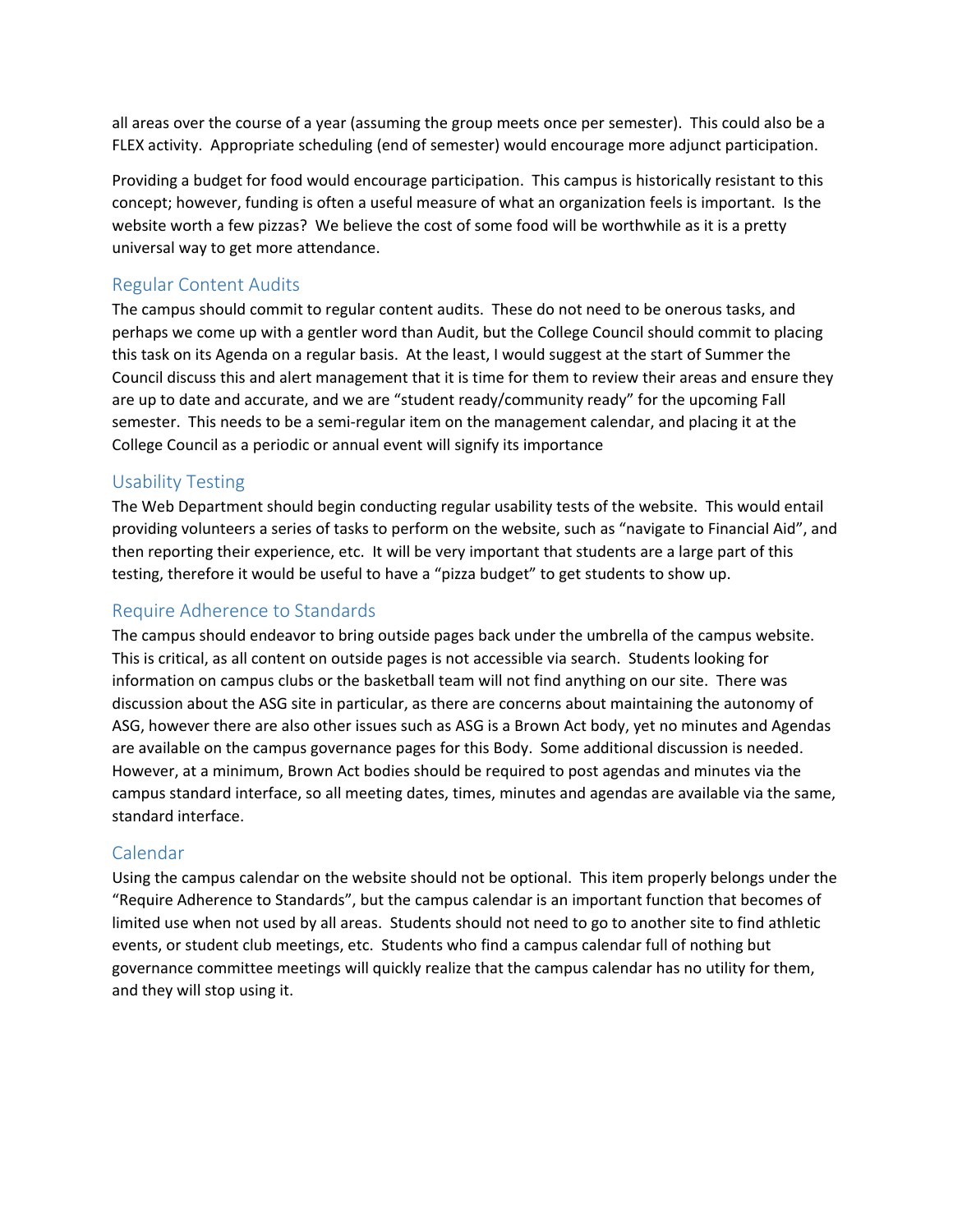all areas over the course of a year (assuming the group meets once per semester). This could also be a FLEX activity. Appropriate scheduling (end of semester) would encourage more adjunct participation.

Providing a budget for food would encourage participation. This campus is historically resistant to this concept; however, funding is often a useful measure of what an organization feels is important. Is the website worth a few pizzas? We believe the cost of some food will be worthwhile as it is a pretty universal way to get more attendance.

## Regular Content Audits

The campus should commit to regular content audits. These do not need to be onerous tasks, and perhaps we come up with a gentler word than Audit, but the College Council should commit to placing this task on its Agenda on a regular basis. At the least, I would suggest at the start of Summer the Council discuss this and alert management that it is time for them to review their areas and ensure they are up to date and accurate, and we are "student ready/community ready" for the upcoming Fall semester. This needs to be a semi-regular item on the management calendar, and placing it at the College Council as a periodic or annual event will signify its importance

## Usability Testing

The Web Department should begin conducting regular usability tests of the website. This would entail providing volunteers a series of tasks to perform on the website, such as "navigate to Financial Aid", and then reporting their experience, etc. It will be very important that students are a large part of this testing, therefore it would be useful to have a "pizza budget" to get students to show up.

## Require Adherence to Standards

The campus should endeavor to bring outside pages back under the umbrella of the campus website. This is critical, as all content on outside pages is not accessible via search. Students looking for information on campus clubs or the basketball team will not find anything on our site. There was discussion about the ASG site in particular, as there are concerns about maintaining the autonomy of ASG, however there are also other issues such as ASG is a Brown Act body, yet no minutes and Agendas are available on the campus governance pages for this Body. Some additional discussion is needed. However, at a minimum, Brown Act bodies should be required to post agendas and minutes via the campus standard interface, so all meeting dates, times, minutes and agendas are available via the same, standard interface.

## Calendar

Using the campus calendar on the website should not be optional. This item properly belongs under the "Require Adherence to Standards", but the campus calendar is an important function that becomes of limited use when not used by all areas. Students should not need to go to another site to find athletic events, or student club meetings, etc. Students who find a campus calendar full of nothing but governance committee meetings will quickly realize that the campus calendar has no utility for them, and they will stop using it.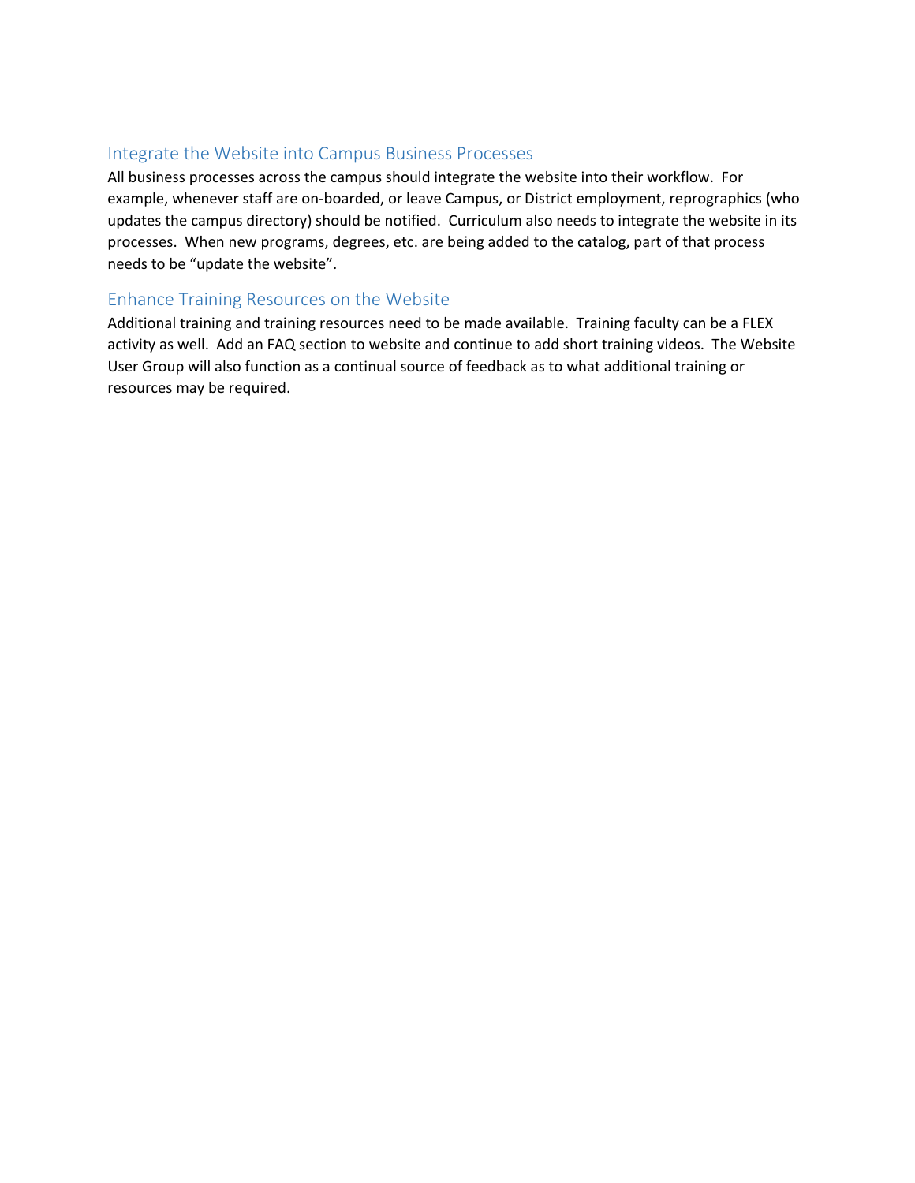## Integrate the Website into Campus Business Processes

All business processes across the campus should integrate the website into their workflow. For example, whenever staff are on-boarded, or leave Campus, or District employment, reprographics (who updates the campus directory) should be notified. Curriculum also needs to integrate the website in its processes. When new programs, degrees, etc. are being added to the catalog, part of that process needs to be "update the website".

## Enhance Training Resources on the Website

Additional training and training resources need to be made available. Training faculty can be a FLEX activity as well. Add an FAQ section to website and continue to add short training videos. The Website User Group will also function as a continual source of feedback as to what additional training or resources may be required.